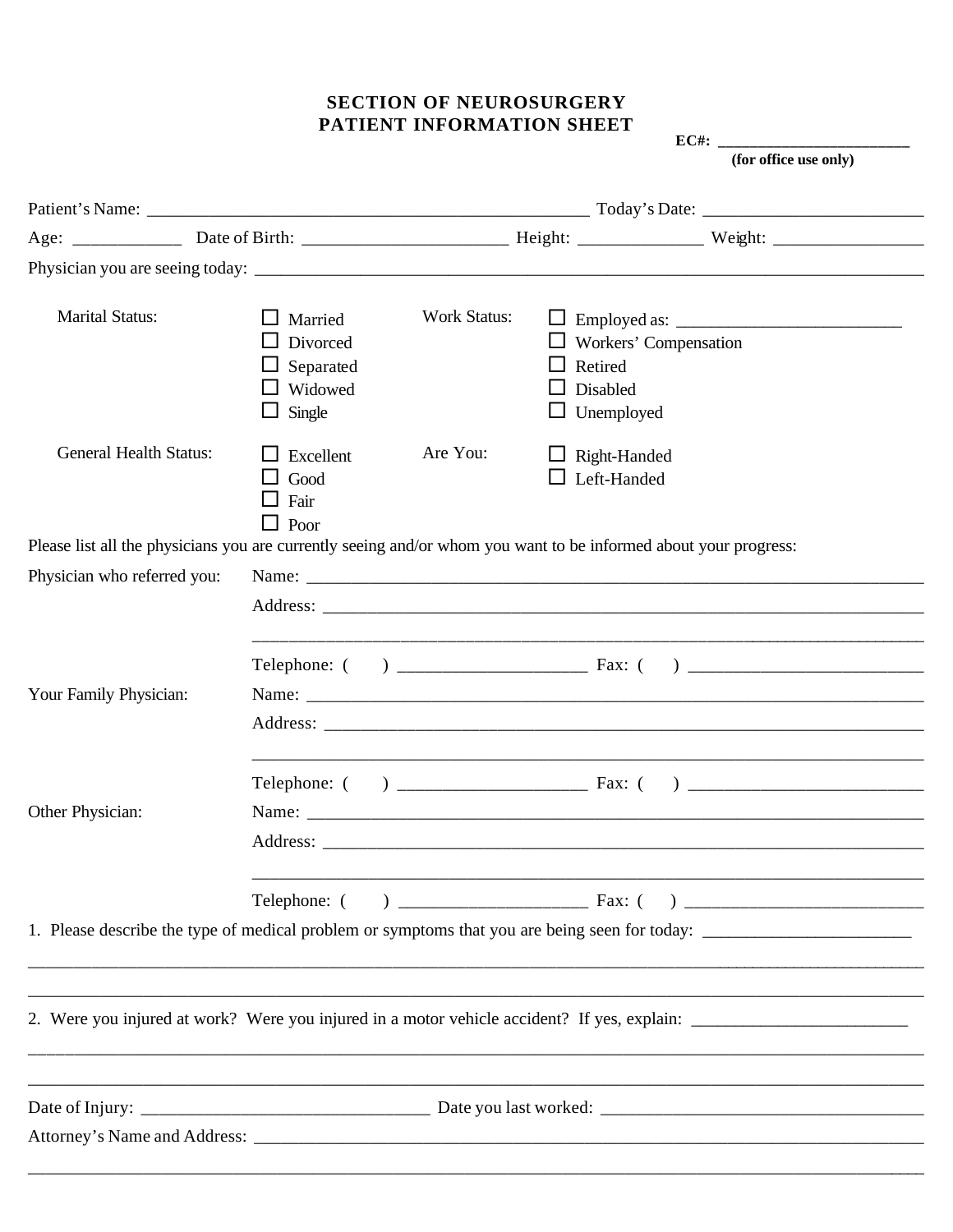# SECTION OF NEUROSURGERY
# PATIENT INFORMATION SHEET

**EC#:** ________________________
**(for office use only)**

Patient's Name: ____________________________________________ Today's Date: ______________________

Age: ___________ Date of Birth: ______________________ Height: _____________ Weight: _______________

Physician you are seeing today: ______________________________________________________________________

**Marital Status:**
- ☐ Married
- ☐ Divorced
- ☐ Separated
- ☐ Widowed
- ☐ Single

**Work Status:**
- ☐ Employed as: _________________________
- ☐ Workers' Compensation
- ☐ Retired
- ☐ Disabled
- ☐ Unemployed

**General Health Status:**
- ☐ Excellent
- ☐ Good
- ☐ Fair
- ☐ Poor

**Are You:**
- ☐ Right-Handed
- ☐ Left-Handed

Please list all the physicians you are currently seeing and/or whom you want to be informed about your progress:

**Physician who referred you:**

Name: ______________________________________________________________________

Address: ____________________________________________________________________

______________________________________________________________________________

Telephone: ( ) ____________________ Fax: ( ) __________________________

**Your Family Physician:**

Name: ______________________________________________________________________

Address: ____________________________________________________________________

______________________________________________________________________________

Telephone: ( ) ____________________ Fax: ( ) __________________________

**Other Physician:**

Name: ______________________________________________________________________

Address: ____________________________________________________________________

______________________________________________________________________________

Telephone: ( ) ____________________ Fax: ( ) __________________________

1. Please describe the type of medical problem or symptoms that you are being seen for today: ______________________

______________________________________________________________________________________________

______________________________________________________________________________________________

2. Were you injured at work? Were you injured in a motor vehicle accident? If yes, explain: ________________________

______________________________________________________________________________________________

______________________________________________________________________________________________

Date of Injury: ______________________________ Date you last worked: __________________________________

Attorney's Name and Address: __________________________________________________________________________

______________________________________________________________________________________________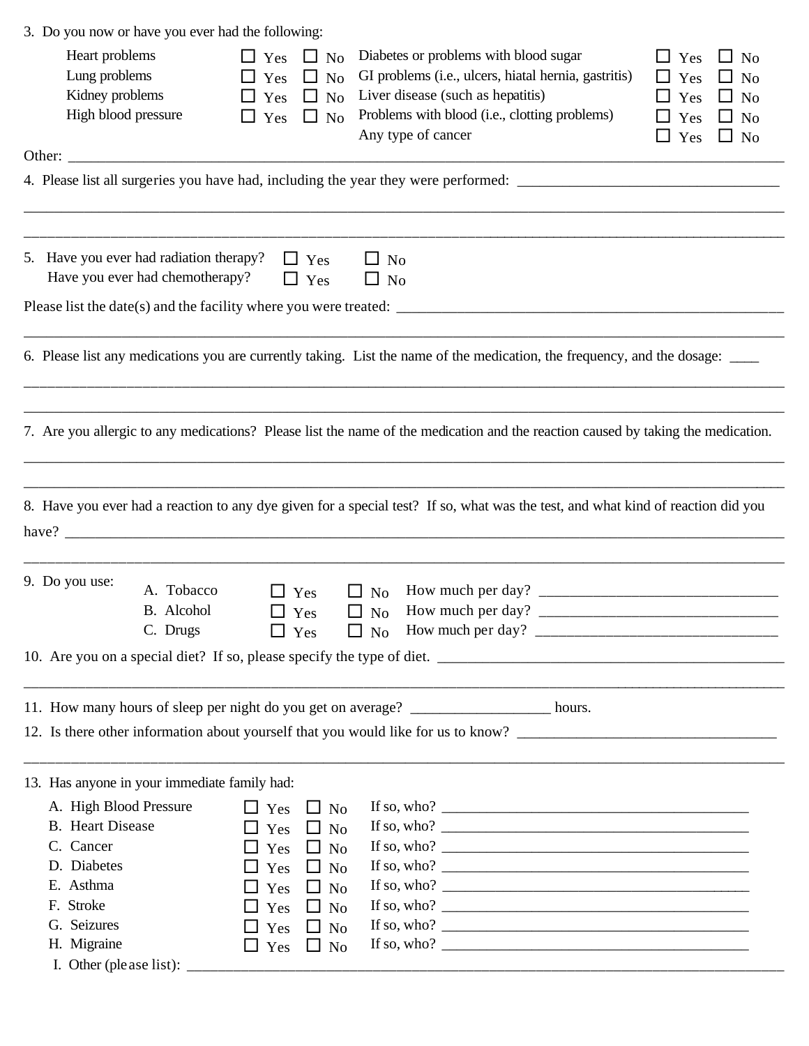3. Do you now or have you ever had the following:

| | | | | | |
|---|---|---|---|---|---|
| Heart problems | ☐ Yes | ☐ No | Diabetes or problems with blood sugar | ☐ Yes | ☐ No |
| Lung problems | ☐ Yes | ☐ No | GI problems (i.e., ulcers, hiatal hernia, gastritis) | ☐ Yes | ☐ No |
| Kidney problems | ☐ Yes | ☐ No | Liver disease (such as hepatitis) | ☐ Yes | ☐ No |
| High blood pressure | ☐ Yes | ☐ No | Problems with blood (i.e., clotting problems) | ☐ Yes | ☐ No |
| | | | Any type of cancer | ☐ Yes | ☐ No |

Other: ______________________________________________________________________________

4. Please list all surgeries you have had, including the year they were performed: ___________________________________

______________________________________________________________________________

______________________________________________________________________________

5. Have you ever had radiation therapy? ☐ Yes ☐ No
   Have you ever had chemotherapy? ☐ Yes ☐ No

Please list the date(s) and the facility where you were treated: ______________________________________________

______________________________________________________________________________

6. Please list any medications you are currently taking. List the name of the medication, the frequency, and the dosage: ____

______________________________________________________________________________

______________________________________________________________________________

7. Are you allergic to any medications? Please list the name of the medication and the reaction caused by taking the medication.

______________________________________________________________________________

______________________________________________________________________________

8. Have you ever had a reaction to any dye given for a special test? If so, what was the test, and what kind of reaction did you have? ______________________________________________________________________________

______________________________________________________________________________

9. Do you use:

| | | | |
|---|---|---|---|
| A. Tobacco | ☐ Yes | ☐ No | How much per day? ________________________________ |
| B. Alcohol | ☐ Yes | ☐ No | How much per day? ________________________________ |
| C. Drugs | ☐ Yes | ☐ No | How much per day? ________________________________ |

10. Are you on a special diet? If so, please specify the type of diet. ______________________________________________

______________________________________________________________________________

11. How many hours of sleep per night do you get on average? __________________ hours.

12. Is there other information about yourself that you would like for us to know? ___________________________________

______________________________________________________________________________

13. Has anyone in your immediate family had:

| | | | |
|---|---|---|---|
| A. High Blood Pressure | ☐ Yes | ☐ No | If so, who? ____________________________________________ |
| B. Heart Disease | ☐ Yes | ☐ No | If so, who? ____________________________________________ |
| C. Cancer | ☐ Yes | ☐ No | If so, who? ____________________________________________ |
| D. Diabetes | ☐ Yes | ☐ No | If so, who? ____________________________________________ |
| E. Asthma | ☐ Yes | ☐ No | If so, who? ____________________________________________ |
| F. Stroke | ☐ Yes | ☐ No | If so, who? ____________________________________________ |
| G. Seizures | ☐ Yes | ☐ No | If so, who? ____________________________________________ |
| H. Migraine | ☐ Yes | ☐ No | If so, who? ____________________________________________ |

I. Other (please list): ______________________________________________________________________________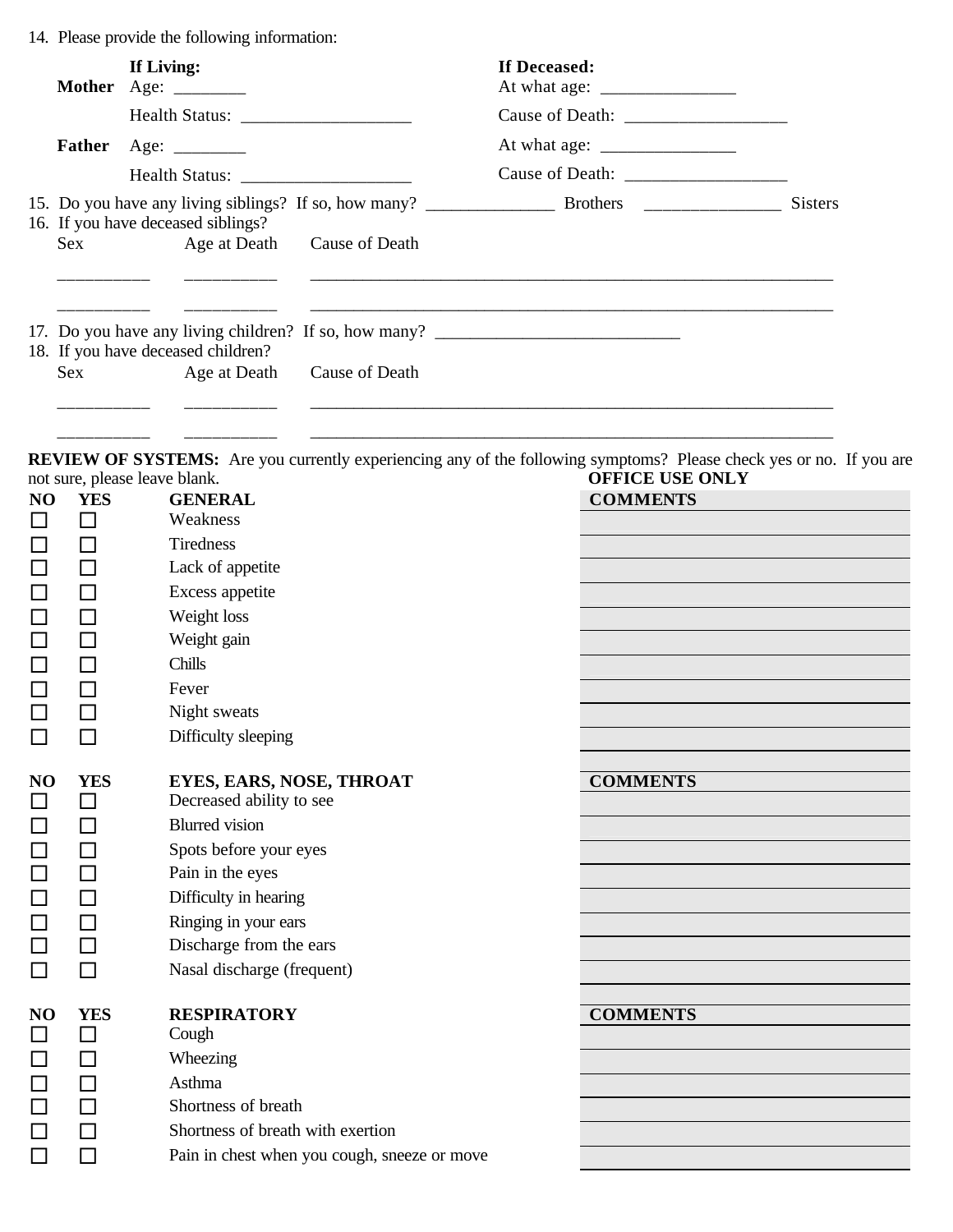14. Please provide the following information:

| | If Living: | If Deceased: |
|---|---|---|
| **Mother** | Age: ________ | At what age: _______________ |
| | Health Status: ___________________ | Cause of Death: _________________ |
| **Father** | Age: ________ | At what age: _______________ |
| | Health Status: ___________________ | Cause of Death: _________________ |

15. Do you have any living siblings? If so, how many? ______________ Brothers _______________ Sisters
16. If you have deceased siblings?

| Sex | Age at Death | Cause of Death |
|---|---|---|
| _________ | _________ | ____________________________________________________________ |
| _________ | _________ | ____________________________________________________________ |

17. Do you have any living children? If so, how many? ___________________________
18. If you have deceased children?

| Sex | Age at Death | Cause of Death |
|---|---|---|
| _________ | _________ | ____________________________________________________________ |
| _________ | _________ | ____________________________________________________________ |

**REVIEW OF SYSTEMS:** Are you currently experiencing any of the following symptoms? Please check yes or no. If you are not sure, please leave blank.

**OFFICE USE ONLY**

| NO | YES | GENERAL | COMMENTS |
|---|---|---|---|
| ☐ | ☐ | Weakness | |
| ☐ | ☐ | Tiredness | |
| ☐ | ☐ | Lack of appetite | |
| ☐ | ☐ | Excess appetite | |
| ☐ | ☐ | Weight loss | |
| ☐ | ☐ | Weight gain | |
| ☐ | ☐ | Chills | |
| ☐ | ☐ | Fever | |
| ☐ | ☐ | Night sweats | |
| ☐ | ☐ | Difficulty sleeping | |

| NO | YES | EYES, EARS, NOSE, THROAT | COMMENTS |
|---|---|---|---|
| ☐ | ☐ | Decreased ability to see | |
| ☐ | ☐ | Blurred vision | |
| ☐ | ☐ | Spots before your eyes | |
| ☐ | ☐ | Pain in the eyes | |
| ☐ | ☐ | Difficulty in hearing | |
| ☐ | ☐ | Ringing in your ears | |
| ☐ | ☐ | Discharge from the ears | |
| ☐ | ☐ | Nasal discharge (frequent) | |

| NO | YES | RESPIRATORY | COMMENTS |
|---|---|---|---|
| ☐ | ☐ | Cough | |
| ☐ | ☐ | Wheezing | |
| ☐ | ☐ | Asthma | |
| ☐ | ☐ | Shortness of breath | |
| ☐ | ☐ | Shortness of breath with exertion | |
| ☐ | ☐ | Pain in chest when you cough, sneeze or move | |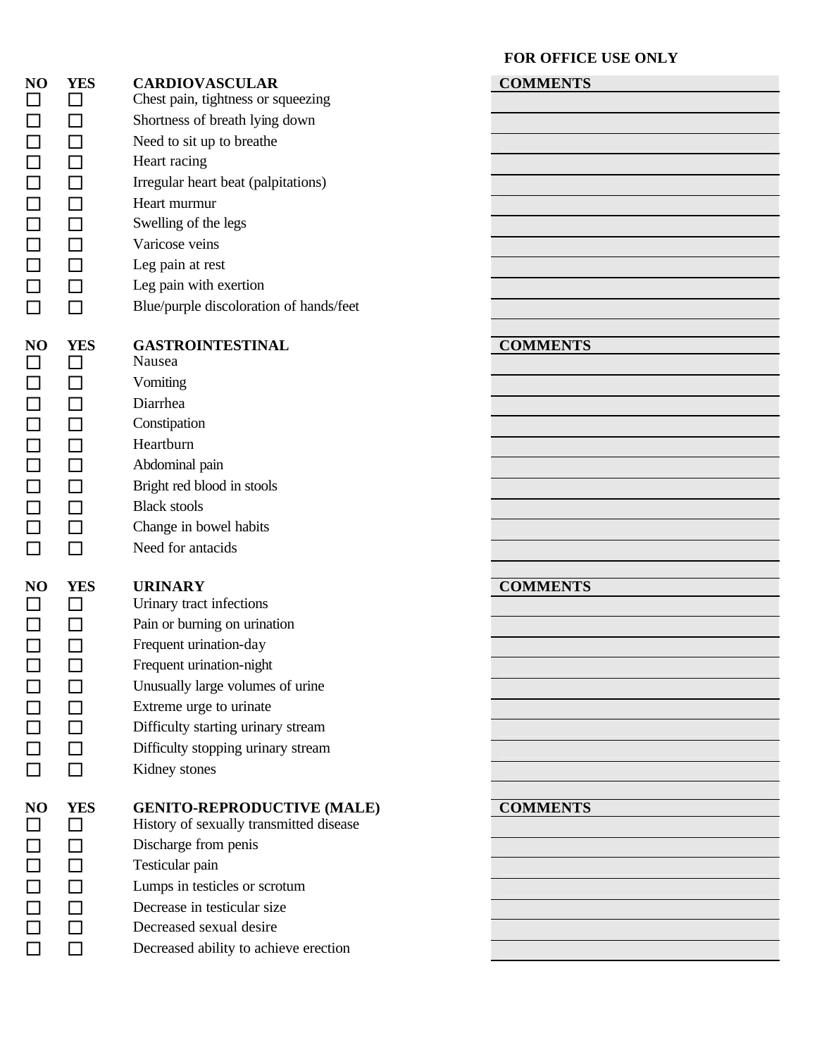**FOR OFFICE USE ONLY**

| NO | YES | CARDIOVASCULAR | COMMENTS |
|---|---|---|---|
| ☐ | ☐ | Chest pain, tightness or squeezing | |
| ☐ | ☐ | Shortness of breath lying down | |
| ☐ | ☐ | Need to sit up to breathe | |
| ☐ | ☐ | Heart racing | |
| ☐ | ☐ | Irregular heart beat (palpitations) | |
| ☐ | ☐ | Heart murmur | |
| ☐ | ☐ | Swelling of the legs | |
| ☐ | ☐ | Varicose veins | |
| ☐ | ☐ | Leg pain at rest | |
| ☐ | ☐ | Leg pain with exertion | |
| ☐ | ☐ | Blue/purple discoloration of hands/feet | |

| NO | YES | GASTROINTESTINAL | COMMENTS |
|---|---|---|---|
| ☐ | ☐ | Nausea | |
| ☐ | ☐ | Vomiting | |
| ☐ | ☐ | Diarrhea | |
| ☐ | ☐ | Constipation | |
| ☐ | ☐ | Heartburn | |
| ☐ | ☐ | Abdominal pain | |
| ☐ | ☐ | Bright red blood in stools | |
| ☐ | ☐ | Black stools | |
| ☐ | ☐ | Change in bowel habits | |
| ☐ | ☐ | Need for antacids | |

| NO | YES | URINARY | COMMENTS |
|---|---|---|---|
| ☐ | ☐ | Urinary tract infections | |
| ☐ | ☐ | Pain or burning on urination | |
| ☐ | ☐ | Frequent urination-day | |
| ☐ | ☐ | Frequent urination-night | |
| ☐ | ☐ | Unusually large volumes of urine | |
| ☐ | ☐ | Extreme urge to urinate | |
| ☐ | ☐ | Difficulty starting urinary stream | |
| ☐ | ☐ | Difficulty stopping urinary stream | |
| ☐ | ☐ | Kidney stones | |

| NO | YES | GENITO-REPRODUCTIVE (MALE) | COMMENTS |
|---|---|---|---|
| ☐ | ☐ | History of sexually transmitted disease | |
| ☐ | ☐ | Discharge from penis | |
| ☐ | ☐ | Testicular pain | |
| ☐ | ☐ | Lumps in testicles or scrotum | |
| ☐ | ☐ | Decrease in testicular size | |
| ☐ | ☐ | Decreased sexual desire | |
| ☐ | ☐ | Decreased ability to achieve erection | |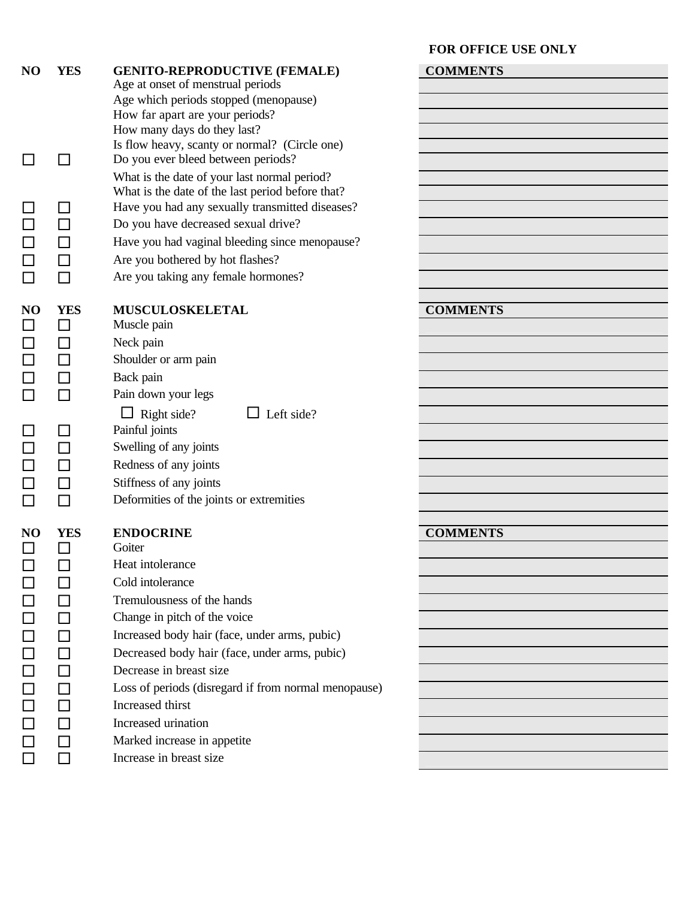**FOR OFFICE USE ONLY**

| NO | YES | GENITO-REPRODUCTIVE (FEMALE) | COMMENTS |
|---|---|---|---|
| | | Age at onset of menstrual periods | |
| | | Age which periods stopped (menopause) | |
| | | How far apart are your periods? | |
| | | How many days do they last? | |
| | | Is flow heavy, scanty or normal? (Circle one) | |
| ☐ | ☐ | Do you ever bleed between periods? | |
| | | What is the date of your last normal period? | |
| | | What is the date of the last period before that? | |
| ☐ | ☐ | Have you had any sexually transmitted diseases? | |
| ☐ | ☐ | Do you have decreased sexual drive? | |
| ☐ | ☐ | Have you had vaginal bleeding since menopause? | |
| ☐ | ☐ | Are you bothered by hot flashes? | |
| ☐ | ☐ | Are you taking any female hormones? | |

| NO | YES | MUSCULOSKELETAL | COMMENTS |
|---|---|---|---|
| ☐ | ☐ | Muscle pain | |
| ☐ | ☐ | Neck pain | |
| ☐ | ☐ | Shoulder or arm pain | |
| ☐ | ☐ | Back pain | |
| ☐ | ☐ | Pain down your legs | |
| | | ☐ Right side? ☐ Left side? | |
| ☐ | ☐ | Painful joints | |
| ☐ | ☐ | Swelling of any joints | |
| ☐ | ☐ | Redness of any joints | |
| ☐ | ☐ | Stiffness of any joints | |
| ☐ | ☐ | Deformities of the joints or extremities | |

| NO | YES | ENDOCRINE | COMMENTS |
|---|---|---|---|
| ☐ | ☐ | Goiter | |
| ☐ | ☐ | Heat intolerance | |
| ☐ | ☐ | Cold intolerance | |
| ☐ | ☐ | Tremulousness of the hands | |
| ☐ | ☐ | Change in pitch of the voice | |
| ☐ | ☐ | Increased body hair (face, under arms, pubic) | |
| ☐ | ☐ | Decreased body hair (face, under arms, pubic) | |
| ☐ | ☐ | Decrease in breast size | |
| ☐ | ☐ | Loss of periods (disregard if from normal menopause) | |
| ☐ | ☐ | Increased thirst | |
| ☐ | ☐ | Increased urination | |
| ☐ | ☐ | Marked increase in appetite | |
| ☐ | ☐ | Increase in breast size | |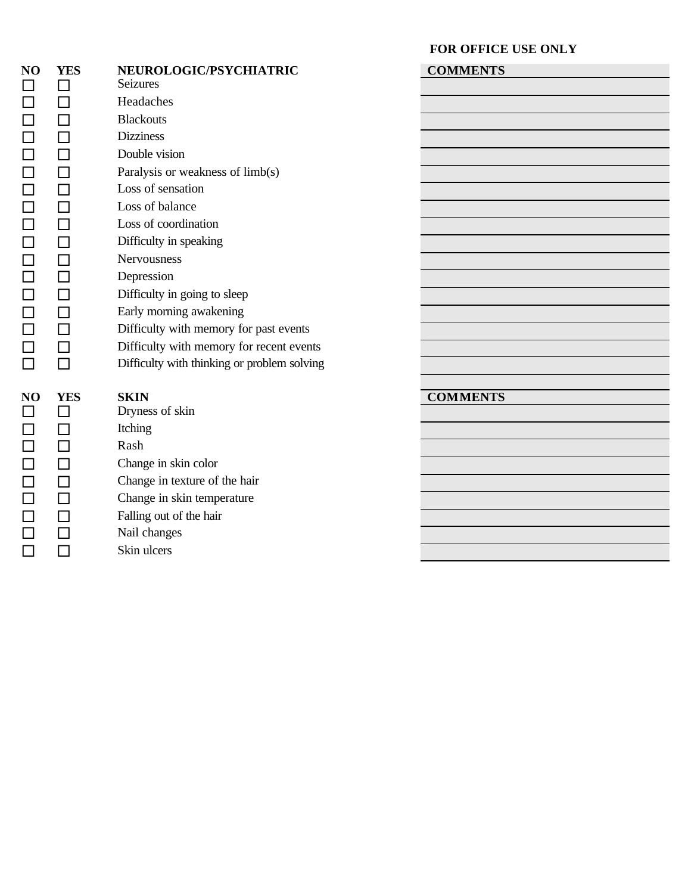**FOR OFFICE USE ONLY**

| NO | YES | NEUROLOGIC/PSYCHIATRIC | COMMENTS |
|---|---|---|---|
| ☐ | ☐ | Seizures | |
| ☐ | ☐ | Headaches | |
| ☐ | ☐ | Blackouts | |
| ☐ | ☐ | Dizziness | |
| ☐ | ☐ | Double vision | |
| ☐ | ☐ | Paralysis or weakness of limb(s) | |
| ☐ | ☐ | Loss of sensation | |
| ☐ | ☐ | Loss of balance | |
| ☐ | ☐ | Loss of coordination | |
| ☐ | ☐ | Difficulty in speaking | |
| ☐ | ☐ | Nervousness | |
| ☐ | ☐ | Depression | |
| ☐ | ☐ | Difficulty in going to sleep | |
| ☐ | ☐ | Early morning awakening | |
| ☐ | ☐ | Difficulty with memory for past events | |
| ☐ | ☐ | Difficulty with memory for recent events | |
| ☐ | ☐ | Difficulty with thinking or problem solving | |

| NO | YES | SKIN | COMMENTS |
|---|---|---|---|
| ☐ | ☐ | Dryness of skin | |
| ☐ | ☐ | Itching | |
| ☐ | ☐ | Rash | |
| ☐ | ☐ | Change in skin color | |
| ☐ | ☐ | Change in texture of the hair | |
| ☐ | ☐ | Change in skin temperature | |
| ☐ | ☐ | Falling out of the hair | |
| ☐ | ☐ | Nail changes | |
| ☐ | ☐ | Skin ulcers | |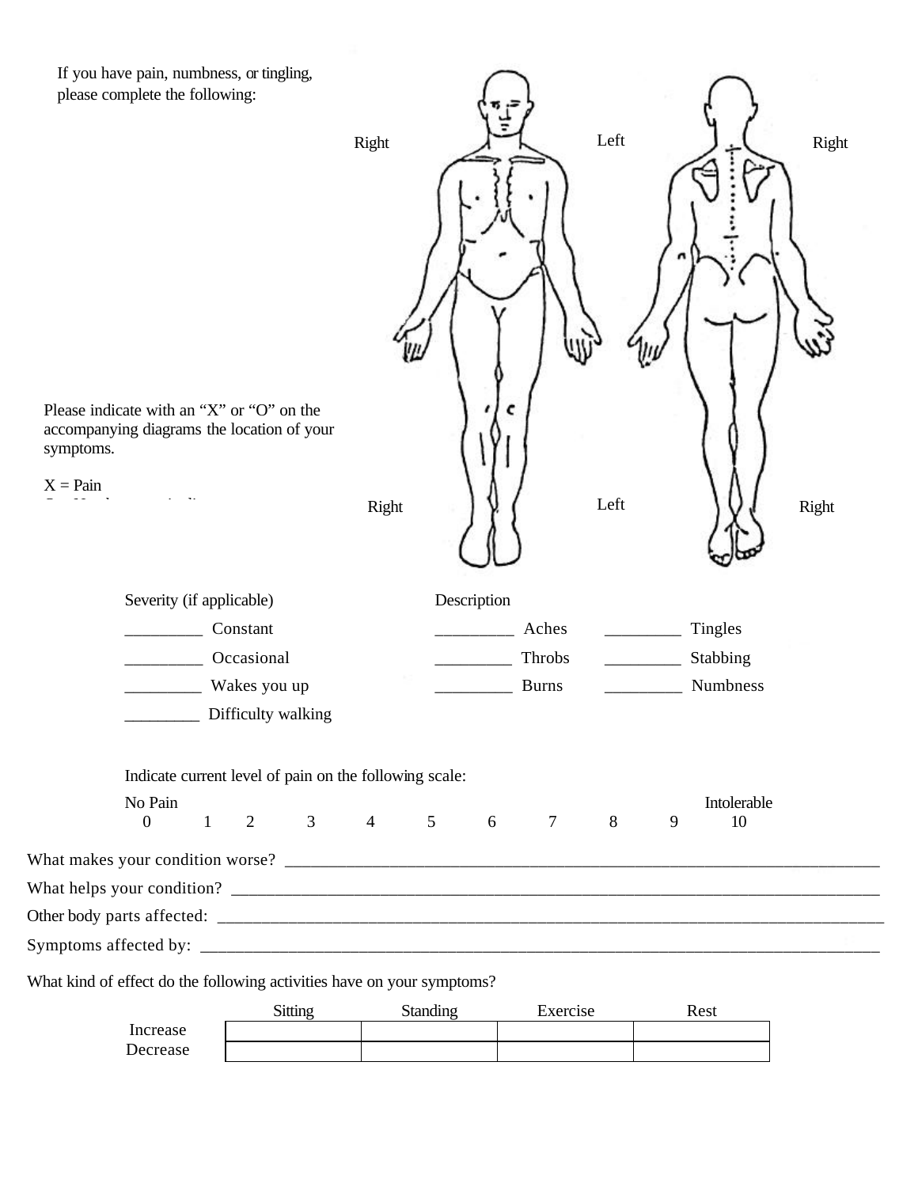If you have pain, numbness, or tingling, please complete the following:

Right

Left

Right

Right

Left

Right

Please indicate with an "X" or "O" on the accompanying diagrams the location of your symptoms.

X = Pain

| Severity (if applicable) | Description | |
|---|---|---|
| _________ Constant | _________ Aches | _________ Tingles |
| _________ Occasional | _________ Throbs | _________ Stabbing |
| _________ Wakes you up | _________ Burns | _________ Numbness |
| _________ Difficulty walking | | |

Indicate current level of pain on the following scale:

No Pain                                                                                     Intolerable

0     1     2     3     4     5     6     7     8     9     10

What makes your condition worse? ______________________________________________________________________

What helps your condition? ___________________________________________________________________________

Other body parts affected: ____________________________________________________________________________

Symptoms affected by: _______________________________________________________________________________

What kind of effect do the following activities have on your symptoms?

| | Sitting | Standing | Exercise | Rest |
|---|---|---|---|---|
| Increase | | | | |
| Decrease | | | | |